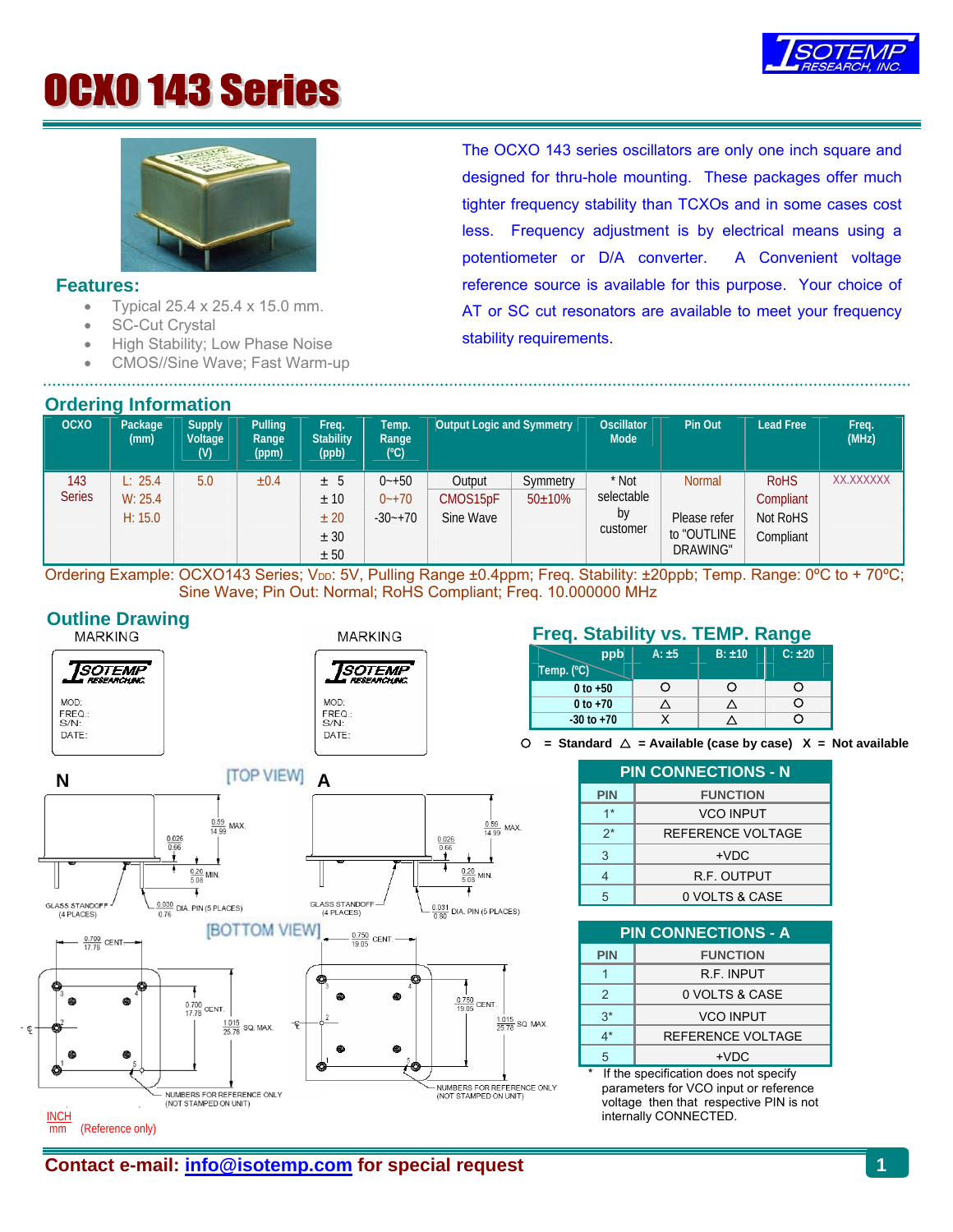# OCXO 143 Series

ISOTEMP RESEARCH, INC.

The OCXO 143 series oscillators are only one inch square and designed for thru-hole mounting. These packages offer much tighter frequency stability than TCXOs and in some cases cost less. Frequency adjustment is by electrical means using a potentiometer or D/A converter. A Convenient voltage reference source is available for this purpose. Your choice of AT or SC cut resonators are available to meet your frequency stability requirements.

## Features:

- Typical 25.4 x 25.4 x 15.0 mm.
- SC-Cut Crystal
- High Stability; Low Phase Noise
- CMOS//Sine Wave; Fast Warm-up

## Ordering Information

| OCXO | Package (mm) | Supply Voltage (V) | Pulling Range (ppm) | Freq. Stability (ppb) | Temp. Range (ºC) | Output Logic and Symmetry | | Oscillator Mode | Pin Out | Lead Free | Freq. (MHz) |
|---|---|---|---|---|---|---|---|---|---|---|---|
| 143 Series | L: 25.4<br>W: 25.4<br>H: 15.0 | 5.0 | ±0.4 | ± 5<br>± 10<br>± 20<br>± 30<br>± 50 | 0~+50<br>0~+70<br>-30~+70 | Output<br>CMOS15pF<br>Sine Wave | Symmetry<br>50±10% | * Not selectable by customer | Normal<br><br>Please refer to "OUTLINE DRAWING" | RoHS Compliant<br>Not RoHS Compliant | XX.XXXXXX |

Ordering Example: OCXO143 Series; $V_{DD}$: 5V, Pulling Range ±0.4ppm; Freq. Stability: ±20ppb; Temp. Range: 0ºC to + 70ºC; Sine Wave; Pin Out: Normal; RoHS Compliant; Freq. 10.000000 MHz

## Outline Drawing

MARKING: ISOTEMP RESEARCH INC. — MOD: / FREQ.: / S/N: / DATE:

MARKING: ISOTEMP RESEARCH INC. — MOD: / FREQ.: / S/N: / DATE:

N [TOP VIEW] A

N: 0.59 / 14.99 MAX.; 0.026 / 0.66; 0.20 / 5.08 MIN.; GLASS STANDOFF (4 PLACES); 0.030 / 0.76 DIA. PIN (5 PLACES)

A: 0.59 / 14.99 MAX.; 0.026 / 0.66; 0.20 / 5.08 MIN.; GLASS STANDOFF (4 PLACES); 0.031 / 0.80 DIA. PIN (5 PLACES)

[BOTTOM VIEW]

N: 0.700 / 17.78 CENT.; 0.700 / 17.78 CENT.; 1.015 / 25.78 SQ. MAX.; NUMBERS FOR REFERENCE ONLY (NOT STAMPED ON UNIT)

A: 0.750 / 19.05 CENT.; 0.750 / 19.05 CENT.; 1.015 / 25.78 SQ. MAX.; NUMBERS FOR REFERENCE ONLY (NOT STAMPED ON UNIT)

INCH / mm (Reference only)

## Freq. Stability vs. TEMP. Range

| Temp. (ºC) \ ppb | A: ±5 | B: ±10 | C: ±20 |
|---|---|---|---|
| 0 to +50 | O | O | O |
| 0 to +70 | △ | △ | O |
| -30 to +70 | X | △ | O |

O = Standard △ = Available (case by case) X = Not available

### PIN CONNECTIONS - N

| PIN | FUNCTION |
|---|---|
| 1* | VCO INPUT |
| 2* | REFERENCE VOLTAGE |
| 3 | +VDC |
| 4 | R.F. OUTPUT |
| 5 | 0 VOLTS & CASE |

### PIN CONNECTIONS - A

| PIN | FUNCTION |
|---|---|
| 1 | R.F. INPUT |
| 2 | 0 VOLTS & CASE |
| 3* | VCO INPUT |
| 4* | REFERENCE VOLTAGE |
| 5 | +VDC |

\* If the specification does not specify parameters for VCO input or reference voltage then that respective PIN is not internally CONNECTED.

**Contact e-mail: info@isotemp.com for special request**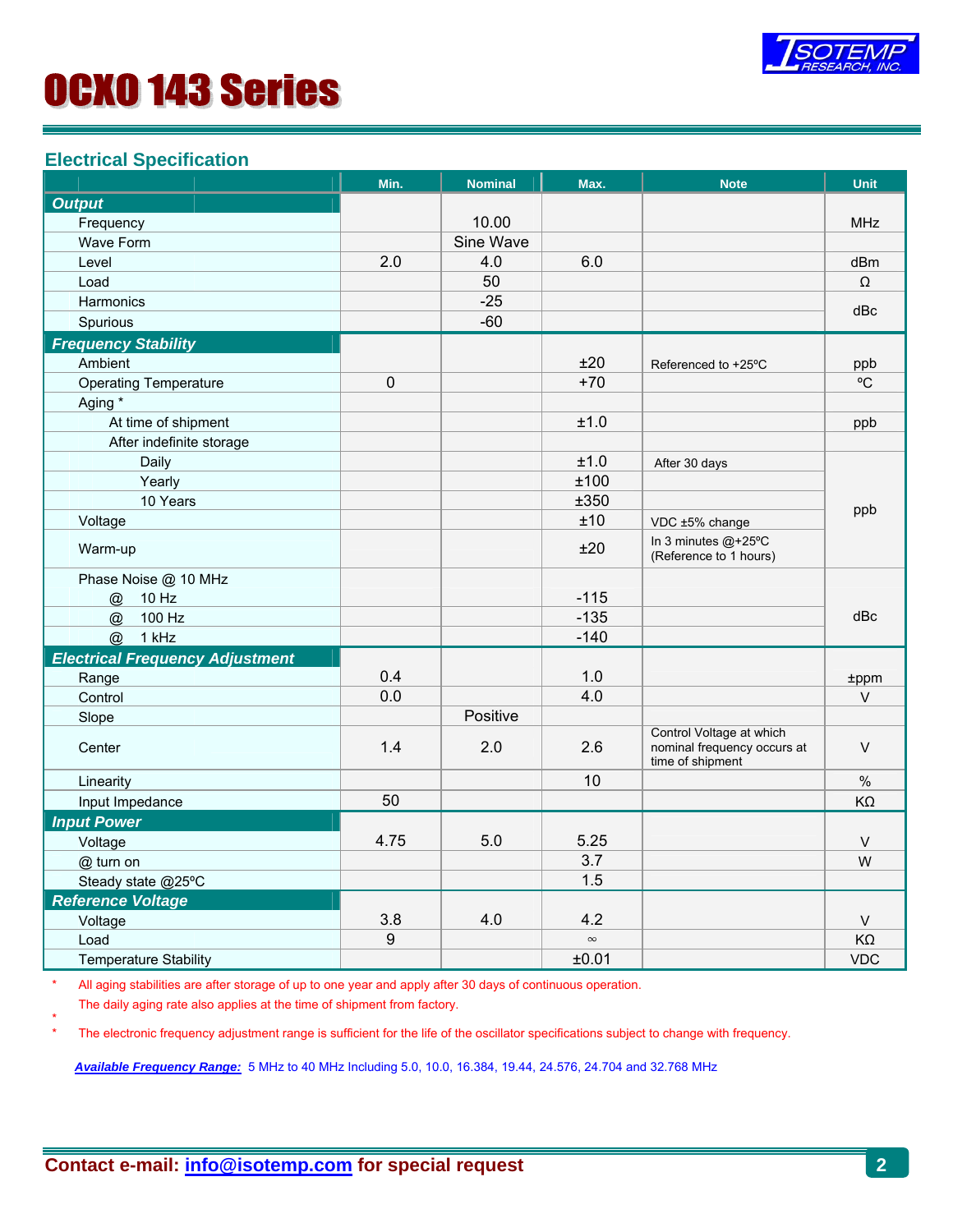# OCXO 143 Series

## Electrical Specification

| | Min. | Nominal | Max. | Note | Unit |
|---|---|---|---|---|---|
| ***Output*** | | | | | |
| Frequency | | 10.00 | | | MHz |
| Wave Form | | Sine Wave | | | |
| Level | 2.0 | 4.0 | 6.0 | | dBm |
| Load | | 50 | | | Ω |
| Harmonics | | -25 | | | dBc |
| Spurious | | -60 | | | dBc |
| ***Frequency Stability*** | | | | | |
| Ambient | | | ±20 | Referenced to +25ºC | ppb |
| Operating Temperature | 0 | | +70 | | ºC |
| Aging * | | | | | |
| At time of shipment | | | ±1.0 | | ppb |
| After indefinite storage | | | | | |
| Daily | | | ±1.0 | After 30 days | ppb |
| Yearly | | | ±100 | | ppb |
| 10 Years | | | ±350 | | ppb |
| Voltage | | | ±10 | VDC ±5% change | ppb |
| Warm-up | | | ±20 | In 3 minutes @+25ºC (Reference to 1 hours) | ppb |
| Phase Noise @ 10 MHz | | | | | |
| @ 10 Hz | | | -115 | | dBc |
| @ 100 Hz | | | -135 | | dBc |
| @ 1 kHz | | | -140 | | dBc |
| ***Electrical Frequency Adjustment*** | | | | | |
| Range | 0.4 | | 1.0 | | ±ppm |
| Control | 0.0 | | 4.0 | | V |
| Slope | | Positive | | | |
| Center | 1.4 | 2.0 | 2.6 | Control Voltage at which nominal frequency occurs at time of shipment | V |
| Linearity | | | 10 | | % |
| Input Impedance | 50 | | | | KΩ |
| ***Input Power*** | | | | | |
| Voltage | 4.75 | 5.0 | 5.25 | | V |
| @ turn on | | | 3.7 | | W |
| Steady state @25ºC | | | 1.5 | | W |
| ***Reference Voltage*** | | | | | |
| Voltage | 3.8 | 4.0 | 4.2 | | V |
| Load | 9 | | ∞ | | KΩ |
| Temperature Stability | | | ±0.01 | | VDC |

\* All aging stabilities are after storage of up to one year and apply after 30 days of continuous operation.
The daily aging rate also applies at the time of shipment from factory.

\*

\* The electronic frequency adjustment range is sufficient for the life of the oscillator specifications subject to change with frequency.

***Available Frequency Range:*** 5 MHz to 40 MHz Including 5.0, 10.0, 16.384, 19.44, 24.576, 24.704 and 32.768 MHz

**Contact e-mail: info@isotemp.com for special request**